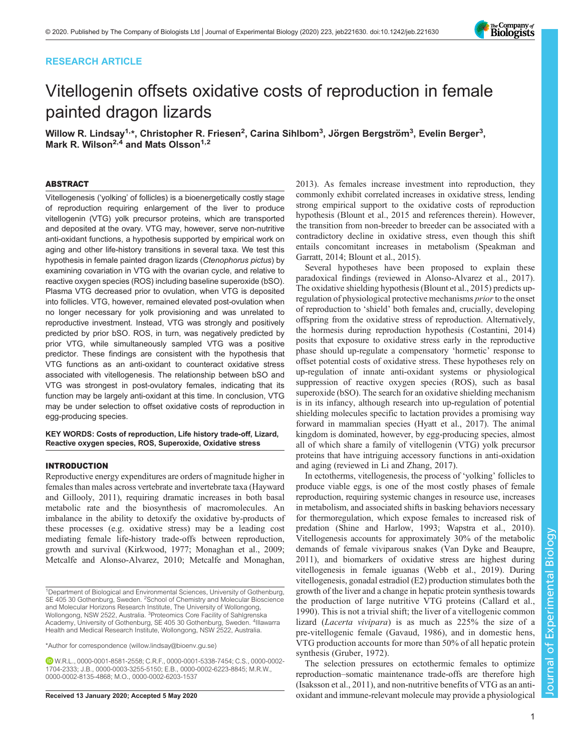RESEARCH ARTICLE

# Vitellogenin offsets oxidative costs of reproduction in female painted dragon lizards

Willow R. Lindsay[1,*], Christopher R. Friesen[2], Carina Sihlbom[3], Jörgen Bergström[3], Evelin Berger[3], Mark R. Wilson[2,4] and Mats Olsson[1,2]

## ABSTRACT

Vitellogenesis ('yolking' of follicles) is a bioenergetically costly stage of reproduction requiring enlargement of the liver to produce vitellogenin (VTG) yolk precursor proteins, which are transported and deposited at the ovary. VTG may, however, serve non-nutritive anti-oxidant functions, a hypothesis supported by empirical work on aging and other life-history transitions in several taxa. We test this hypothesis in female painted dragon lizards (*Ctenophorus pictus*) by examining covariation in VTG with the ovarian cycle, and relative to reactive oxygen species (ROS) including baseline superoxide (bSO). Plasma VTG decreased prior to ovulation, when VTG is deposited into follicles. VTG, however, remained elevated post-ovulation when no longer necessary for yolk provisioning and was unrelated to reproductive investment. Instead, VTG was strongly and positively predicted by prior bSO. ROS, in turn, was negatively predicted by prior VTG, while simultaneously sampled VTG was a positive predictor. These findings are consistent with the hypothesis that VTG functions as an anti-oxidant to counteract oxidative stress associated with vitellogenesis. The relationship between bSO and VTG was strongest in post-ovulatory females, indicating that its function may be largely anti-oxidant at this time. In conclusion, VTG may be under selection to offset oxidative costs of reproduction in egg-producing species.

**KEY WORDS: Costs of reproduction, Life history trade-off, Lizard, Reactive oxygen species, ROS, Superoxide, Oxidative stress**

## INTRODUCTION

Reproductive energy expenditures are orders of magnitude higher in females than males across vertebrate and invertebrate taxa (Hayward and Gillooly, 2011), requiring dramatic increases in both basal metabolic rate and the biosynthesis of macromolecules. An imbalance in the ability to detoxify the oxidative by-products of these processes (e.g. oxidative stress) may be a leading cost mediating female life-history trade-offs between reproduction, growth and survival (Kirkwood, 1977; Monaghan et al., 2009; Metcalfe and Alonso-Alvarez, 2010; Metcalfe and Monaghan, 2013). As females increase investment into reproduction, they commonly exhibit correlated increases in oxidative stress, lending strong empirical support to the oxidative costs of reproduction hypothesis (Blount et al., 2015 and references therein). However, the transition from non-breeder to breeder can be associated with a contradictory decline in oxidative stress, even though this shift entails concomitant increases in metabolism (Speakman and Garratt, 2014; Blount et al., 2015).

Several hypotheses have been proposed to explain these paradoxical findings (reviewed in Alonso-Alvarez et al., 2017). The oxidative shielding hypothesis (Blount et al., 2015) predicts up-regulation of physiological protective mechanisms *prior* to the onset of reproduction to 'shield' both females and, crucially, developing offspring from the oxidative stress of reproduction. Alternatively, the hormesis during reproduction hypothesis (Costantini, 2014) posits that exposure to oxidative stress early in the reproductive phase should up-regulate a compensatory 'hormetic' response to offset potential costs of oxidative stress. These hypotheses rely on up-regulation of innate anti-oxidant systems or physiological suppression of reactive oxygen species (ROS), such as basal superoxide (bSO). The search for an oxidative shielding mechanism is in its infancy, although research into up-regulation of potential shielding molecules specific to lactation provides a promising way forward in mammalian species (Hyatt et al., 2017). The animal kingdom is dominated, however, by egg-producing species, almost all of which share a family of vitellogenin (VTG) yolk precursor proteins that have intriguing accessory functions in anti-oxidation and aging (reviewed in Li and Zhang, 2017).

In ectotherms, vitellogenesis, the process of 'yolking' follicles to produce viable eggs, is one of the most costly phases of female reproduction, requiring systemic changes in resource use, increases in metabolism, and associated shifts in basking behaviors necessary for thermoregulation, which expose females to increased risk of predation (Shine and Harlow, 1993; Wapstra et al., 2010). Vitellogenesis accounts for approximately 30% of the metabolic demands of female viviparous snakes (Van Dyke and Beaupre, 2011), and biomarkers of oxidative stress are highest during vitellogenesis in female iguanas (Webb et al., 2019). During vitellogenesis, gonadal estradiol (E2) production stimulates both the growth of the liver and a change in hepatic protein synthesis towards the production of large nutritive VTG proteins (Callard et al., 1990). This is not a trivial shift; the liver of a vitellogenic common lizard (*Lacerta vivipara*) is as much as 225% the size of a pre-vitellogenic female (Gavaud, 1986), and in domestic hens, VTG production accounts for more than 50% of all hepatic protein synthesis (Gruber, 1972).

The selection pressures on ectothermic females to optimize reproduction–somatic maintenance trade-offs are therefore high (Isaksson et al., 2011), and non-nutritive benefits of VTG as an anti-oxidant and immune-relevant molecule may provide a physiological

[1]Department of Biological and Environmental Sciences, University of Gothenburg, SE 405 30 Gothenburg, Sweden. [2]School of Chemistry and Molecular Bioscience and Molecular Horizons Research Institute, The University of Wollongong, Wollongong, NSW 2522, Australia. [3]Proteomics Core Facility of Sahlgrenska Academy, University of Gothenburg, SE 405 30 Gothenburg, Sweden. [4]Illawarra Health and Medical Research Institute, Wollongong, NSW 2522, Australia.

*Author for correspondence (willow.lindsay@bioenv.gu.se)

W.R.L., 0000-0001-8581-2558; C.R.F., 0000-0001-5338-7454; C.S., 0000-0002-1704-2333; J.B., 0000-0003-3255-5150; E.B., 0000-0002-6223-8845; M.R.W., 0000-0002-8135-4868; M.O., 0000-0002-6203-1537

**Received 13 January 2020; Accepted 5 May 2020**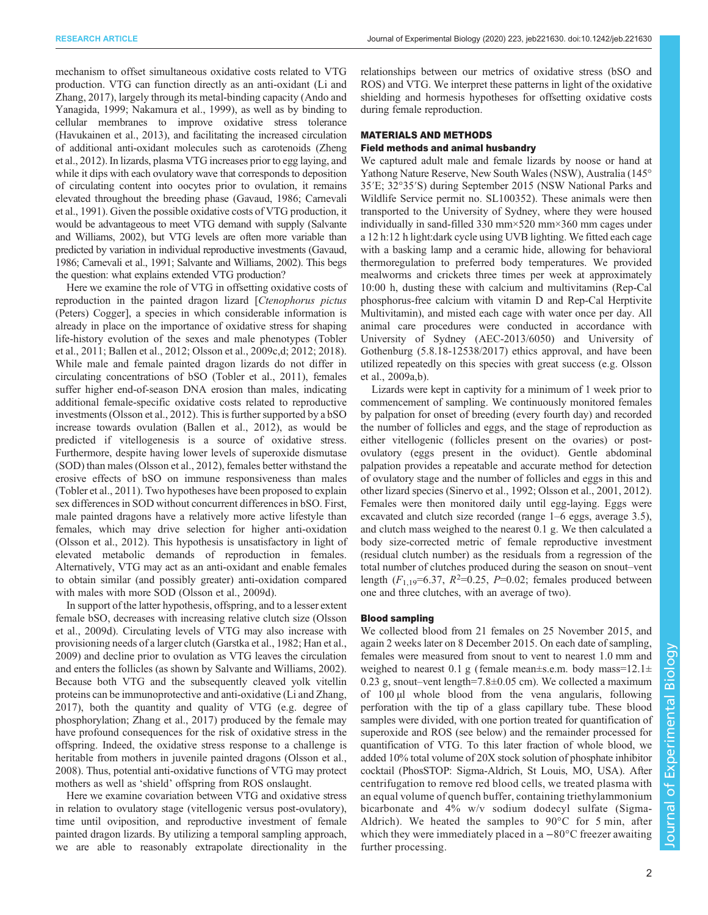mechanism to offset simultaneous oxidative costs related to VTG production. VTG can function directly as an anti-oxidant (Li and Zhang, 2017), largely through its metal-binding capacity (Ando and Yanagida, 1999; Nakamura et al., 1999), as well as by binding to cellular membranes to improve oxidative stress tolerance (Havukainen et al., 2013), and facilitating the increased circulation of additional anti-oxidant molecules such as carotenoids (Zheng et al., 2012). In lizards, plasma VTG increases prior to egg laying, and while it dips with each ovulatory wave that corresponds to deposition of circulating content into oocytes prior to ovulation, it remains elevated throughout the breeding phase (Gavaud, 1986; Carnevali et al., 1991). Given the possible oxidative costs of VTG production, it would be advantageous to meet VTG demand with supply (Salvante and Williams, 2002), but VTG levels are often more variable than predicted by variation in individual reproductive investments (Gavaud, 1986; Carnevali et al., 1991; Salvante and Williams, 2002). This begs the question: what explains extended VTG production?

Here we examine the role of VTG in offsetting oxidative costs of reproduction in the painted dragon lizard [*Ctenophorus pictus* (Peters) Cogger], a species in which considerable information is already in place on the importance of oxidative stress for shaping life-history evolution of the sexes and male phenotypes (Tobler et al., 2011; Ballen et al., 2012; Olsson et al., 2009c,d; 2012; 2018). While male and female painted dragon lizards do not differ in circulating concentrations of bSO (Tobler et al., 2011), females suffer higher end-of-season DNA erosion than males, indicating additional female-specific oxidative costs related to reproductive investments (Olsson et al., 2012). This is further supported by a bSO increase towards ovulation (Ballen et al., 2012), as would be predicted if vitellogenesis is a source of oxidative stress. Furthermore, despite having lower levels of superoxide dismutase (SOD) than males (Olsson et al., 2012), females better withstand the erosive effects of bSO on immune responsiveness than males (Tobler et al., 2011). Two hypotheses have been proposed to explain sex differences in SOD without concurrent differences in bSO. First, male painted dragons have a relatively more active lifestyle than females, which may drive selection for higher anti-oxidation (Olsson et al., 2012). This hypothesis is unsatisfactory in light of elevated metabolic demands of reproduction in females. Alternatively, VTG may act as an anti-oxidant and enable females to obtain similar (and possibly greater) anti-oxidation compared with males with more SOD (Olsson et al., 2009d).

In support of the latter hypothesis, offspring, and to a lesser extent female bSO, decreases with increasing relative clutch size (Olsson et al., 2009d). Circulating levels of VTG may also increase with provisioning needs of a larger clutch (Garstka et al., 1982; Han et al., 2009) and decline prior to ovulation as VTG leaves the circulation and enters the follicles (as shown by Salvante and Williams, 2002). Because both VTG and the subsequently cleaved yolk vitellin proteins can be immunoprotective and anti-oxidative (Li and Zhang, 2017), both the quantity and quality of VTG (e.g. degree of phosphorylation; Zhang et al., 2017) produced by the female may have profound consequences for the risk of oxidative stress in the offspring. Indeed, the oxidative stress response to a challenge is heritable from mothers in juvenile painted dragons (Olsson et al., 2008). Thus, potential anti-oxidative functions of VTG may protect mothers as well as 'shield' offspring from ROS onslaught.

Here we examine covariation between VTG and oxidative stress in relation to ovulatory stage (vitellogenic versus post-ovulatory), time until oviposition, and reproductive investment of female painted dragon lizards. By utilizing a temporal sampling approach, we are able to reasonably extrapolate directionality in the relationships between our metrics of oxidative stress (bSO and ROS) and VTG. We interpret these patterns in light of the oxidative shielding and hormesis hypotheses for offsetting oxidative costs during female reproduction.

## MATERIALS AND METHODS

### Field methods and animal husbandry

We captured adult male and female lizards by noose or hand at Yathong Nature Reserve, New South Wales (NSW), Australia (145° 35′E; 32°35′S) during September 2015 (NSW National Parks and Wildlife Service permit no. SL100352). These animals were then transported to the University of Sydney, where they were housed individually in sand-filled 330 mm×520 mm×360 mm cages under a 12 h:12 h light:dark cycle using UVB lighting. We fitted each cage with a basking lamp and a ceramic hide, allowing for behavioral thermoregulation to preferred body temperatures. We provided mealworms and crickets three times per week at approximately 10:00 h, dusting these with calcium and multivitamins (Rep-Cal phosphorus-free calcium with vitamin D and Rep-Cal Herptivite Multivitamin), and misted each cage with water once per day. All animal care procedures were conducted in accordance with University of Sydney (AEC-2013/6050) and University of Gothenburg (5.8.18-12538/2017) ethics approval, and have been utilized repeatedly on this species with great success (e.g. Olsson et al., 2009a,b).

Lizards were kept in captivity for a minimum of 1 week prior to commencement of sampling. We continuously monitored females by palpation for onset of breeding (every fourth day) and recorded the number of follicles and eggs, and the stage of reproduction as either vitellogenic (follicles present on the ovaries) or post-ovulatory (eggs present in the oviduct). Gentle abdominal palpation provides a repeatable and accurate method for detection of ovulatory stage and the number of follicles and eggs in this and other lizard species (Sinervo et al., 1992; Olsson et al., 2001, 2012). Females were then monitored daily until egg-laying. Eggs were excavated and clutch size recorded (range 1–6 eggs, average 3.5), and clutch mass weighed to the nearest 0.1 g. We then calculated a body size-corrected metric of female reproductive investment (residual clutch number) as the residuals from a regression of the total number of clutches produced during the season on snout–vent length ($F_{1,19}$=6.37, $R^2$=0.25, $P$=0.02; females produced between one and three clutches, with an average of two).

### Blood sampling

We collected blood from 21 females on 25 November 2015, and again 2 weeks later on 8 December 2015. On each date of sampling, females were measured from snout to vent to nearest 1.0 mm and weighed to nearest 0.1 g (female mean±s.e.m. body mass=12.1±0.23 g, snout–vent length=7.8±0.05 cm). We collected a maximum of 100 µl whole blood from the vena angularis, following perforation with the tip of a glass capillary tube. These blood samples were divided, with one portion treated for quantification of superoxide and ROS (see below) and the remainder processed for quantification of VTG. To this later fraction of whole blood, we added 10% total volume of 20X stock solution of phosphate inhibitor cocktail (PhosSTOP: Sigma-Aldrich, St Louis, MO, USA). After centrifugation to remove red blood cells, we treated plasma with an equal volume of quench buffer, containing triethylammonium bicarbonate and 4% w/v sodium dodecyl sulfate (Sigma-Aldrich). We heated the samples to 90°C for 5 min, after which they were immediately placed in a −80°C freezer awaiting further processing.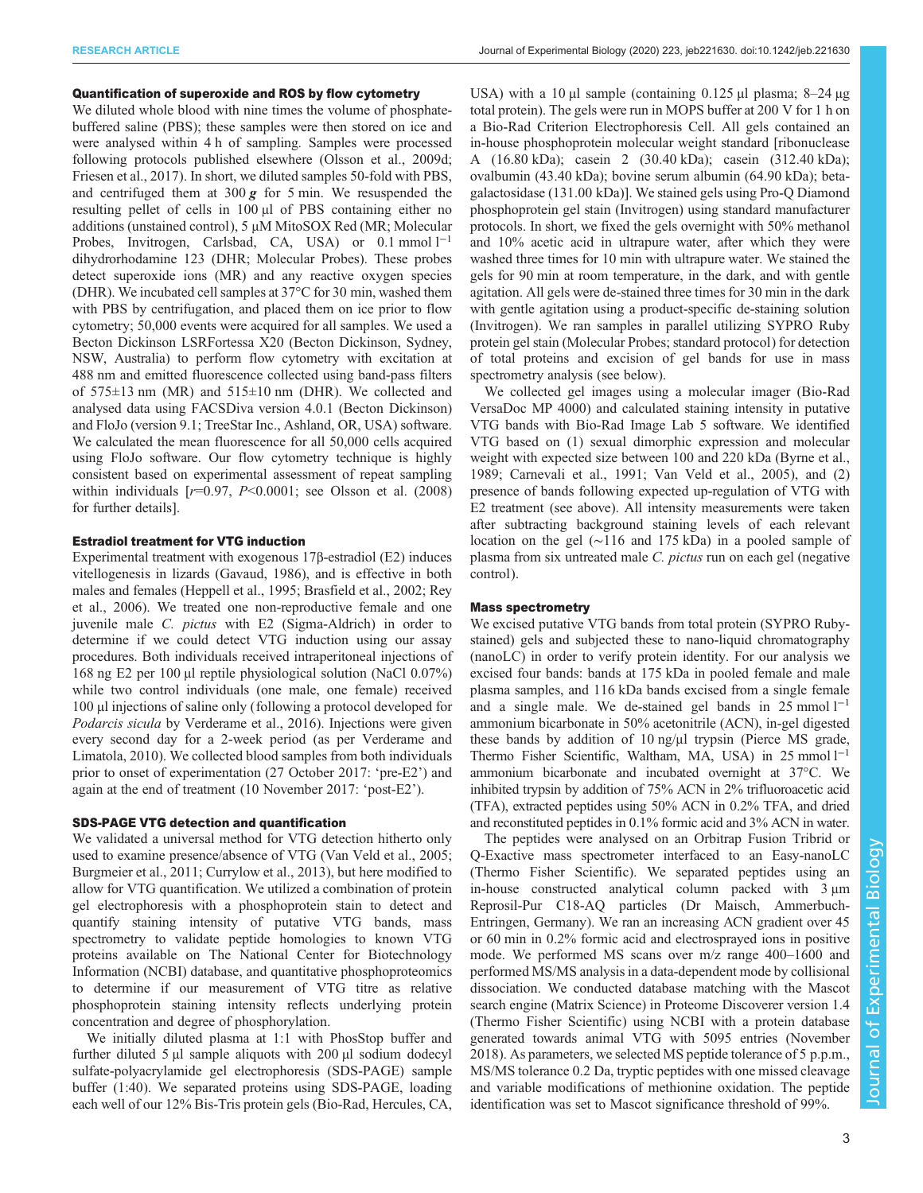### Quantification of superoxide and ROS by flow cytometry

We diluted whole blood with nine times the volume of phosphate-buffered saline (PBS); these samples were then stored on ice and were analysed within 4 h of sampling. Samples were processed following protocols published elsewhere (Olsson et al., 2009d; Friesen et al., 2017). In short, we diluted samples 50-fold with PBS, and centrifuged them at 300 ***g*** for 5 min. We resuspended the resulting pellet of cells in 100 µl of PBS containing either no additions (unstained control), 5 µM MitoSOX Red (MR; Molecular Probes, Invitrogen, Carlsbad, CA, USA) or 0.1 mmol $l^{-1}$ dihydrorhodamine 123 (DHR; Molecular Probes). These probes detect superoxide ions (MR) and any reactive oxygen species (DHR). We incubated cell samples at 37°C for 30 min, washed them with PBS by centrifugation, and placed them on ice prior to flow cytometry; 50,000 events were acquired for all samples. We used a Becton Dickinson LSRFortessa X20 (Becton Dickinson, Sydney, NSW, Australia) to perform flow cytometry with excitation at 488 nm and emitted fluorescence collected using band-pass filters of 575±13 nm (MR) and 515±10 nm (DHR). We collected and analysed data using FACSDiva version 4.0.1 (Becton Dickinson) and FloJo (version 9.1; TreeStar Inc., Ashland, OR, USA) software. We calculated the mean fluorescence for all 50,000 cells acquired using FloJo software. Our flow cytometry technique is highly consistent based on experimental assessment of repeat sampling within individuals [$r$=0.97, $P$<0.0001; see Olsson et al. (2008) for further details].

### Estradiol treatment for VTG induction

Experimental treatment with exogenous 17β-estradiol (E2) induces vitellogenesis in lizards (Gavaud, 1986), and is effective in both males and females (Heppell et al., 1995; Brasfield et al., 2002; Rey et al., 2006). We treated one non-reproductive female and one juvenile male *C. pictus* with E2 (Sigma-Aldrich) in order to determine if we could detect VTG induction using our assay procedures. Both individuals received intraperitoneal injections of 168 ng E2 per 100 µl reptile physiological solution (NaCl 0.07%) while two control individuals (one male, one female) received 100 µl injections of saline only (following a protocol developed for *Podarcis sicula* by Verderame et al., 2016). Injections were given every second day for a 2-week period (as per Verderame and Limatola, 2010). We collected blood samples from both individuals prior to onset of experimentation (27 October 2017: 'pre-E2') and again at the end of treatment (10 November 2017: 'post-E2').

### SDS-PAGE VTG detection and quantification

We validated a universal method for VTG detection hitherto only used to examine presence/absence of VTG (Van Veld et al., 2005; Burgmeier et al., 2011; Currylow et al., 2013), but here modified to allow for VTG quantification. We utilized a combination of protein gel electrophoresis with a phosphoprotein stain to detect and quantify staining intensity of putative VTG bands, mass spectrometry to validate peptide homologies to known VTG proteins available on The National Center for Biotechnology Information (NCBI) database, and quantitative phosphoproteomics to determine if our measurement of VTG titre as relative phosphoprotein staining intensity reflects underlying protein concentration and degree of phosphorylation.

We initially diluted plasma at 1:1 with PhosStop buffer and further diluted 5 µl sample aliquots with 200 µl sodium dodecyl sulfate-polyacrylamide gel electrophoresis (SDS-PAGE) sample buffer (1:40). We separated proteins using SDS-PAGE, loading each well of our 12% Bis-Tris protein gels (Bio-Rad, Hercules, CA, USA) with a 10 µl sample (containing 0.125 µl plasma; 8–24 µg total protein). The gels were run in MOPS buffer at 200 V for 1 h on a Bio-Rad Criterion Electrophoresis Cell. All gels contained an in-house phosphoprotein molecular weight standard [ribonuclease A (16.80 kDa); casein 2 (30.40 kDa); casein (312.40 kDa); ovalbumin (43.40 kDa); bovine serum albumin (64.90 kDa); beta-galactosidase (131.00 kDa)]. We stained gels using Pro-Q Diamond phosphoprotein gel stain (Invitrogen) using standard manufacturer protocols. In short, we fixed the gels overnight with 50% methanol and 10% acetic acid in ultrapure water, after which they were washed three times for 10 min with ultrapure water. We stained the gels for 90 min at room temperature, in the dark, and with gentle agitation. All gels were de-stained three times for 30 min in the dark with gentle agitation using a product-specific de-staining solution (Invitrogen). We ran samples in parallel utilizing SYPRO Ruby protein gel stain (Molecular Probes; standard protocol) for detection of total proteins and excision of gel bands for use in mass spectrometry analysis (see below).

We collected gel images using a molecular imager (Bio-Rad VersaDoc MP 4000) and calculated staining intensity in putative VTG bands with Bio-Rad Image Lab 5 software. We identified VTG based on (1) sexual dimorphic expression and molecular weight with expected size between 100 and 220 kDa (Byrne et al., 1989; Carnevali et al., 1991; Van Veld et al., 2005), and (2) presence of bands following expected up-regulation of VTG with E2 treatment (see above). All intensity measurements were taken after subtracting background staining levels of each relevant location on the gel (∼116 and 175 kDa) in a pooled sample of plasma from six untreated male *C. pictus* run on each gel (negative control).

### Mass spectrometry

We excised putative VTG bands from total protein (SYPRO Ruby-stained) gels and subjected these to nano-liquid chromatography (nanoLC) in order to verify protein identity. For our analysis we excised four bands: bands at 175 kDa in pooled female and male plasma samples, and 116 kDa bands excised from a single female and a single male. We de-stained gel bands in 25 mmol $l^{-1}$ ammonium bicarbonate in 50% acetonitrile (ACN), in-gel digested these bands by addition of 10 ng/µl trypsin (Pierce MS grade, Thermo Fisher Scientific, Waltham, MA, USA) in 25 mmol $l^{-1}$ ammonium bicarbonate and incubated overnight at 37°C. We inhibited trypsin by addition of 75% ACN in 2% trifluoroacetic acid (TFA), extracted peptides using 50% ACN in 0.2% TFA, and dried and reconstituted peptides in 0.1% formic acid and 3% ACN in water.

The peptides were analysed on an Orbitrap Fusion Tribrid or Q-Exactive mass spectrometer interfaced to an Easy-nanoLC (Thermo Fisher Scientific). We separated peptides using an in-house constructed analytical column packed with 3 µm Reprosil-Pur C18-AQ particles (Dr Maisch, Ammerbuch-Entringen, Germany). We ran an increasing ACN gradient over 45 or 60 min in 0.2% formic acid and electrosprayed ions in positive mode. We performed MS scans over m/z range 400–1600 and performed MS/MS analysis in a data-dependent mode by collisional dissociation. We conducted database matching with the Mascot search engine (Matrix Science) in Proteome Discoverer version 1.4 (Thermo Fisher Scientific) using NCBI with a protein database generated towards animal VTG with 5095 entries (November 2018). As parameters, we selected MS peptide tolerance of 5 p.p.m., MS/MS tolerance 0.2 Da, tryptic peptides with one missed cleavage and variable modifications of methionine oxidation. The peptide identification was set to Mascot significance threshold of 99%.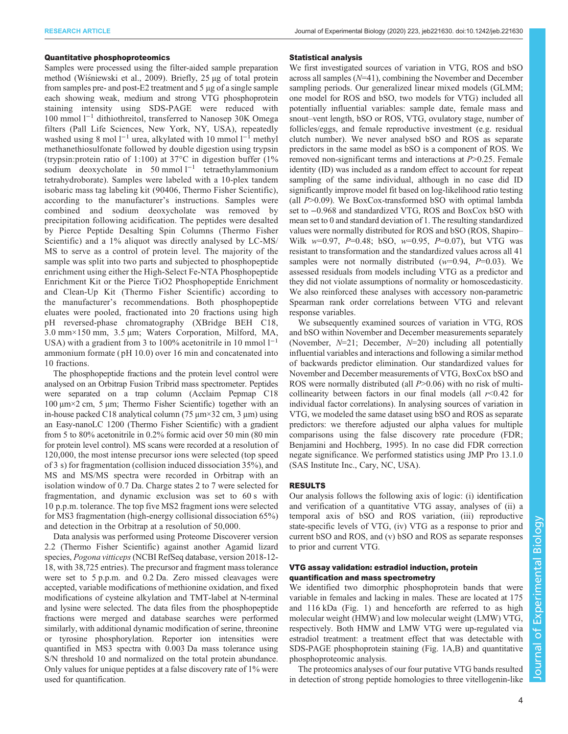#### Quantitative phosphoproteomics

Samples were processed using the filter-aided sample preparation method (Wiśniewski et al., 2009). Briefly, 25 µg of total protein from samples pre- and post-E2 treatment and 5 µg of a single sample each showing weak, medium and strong VTG phosphoprotein staining intensity using SDS-PAGE were reduced with 100 mmol $l^{-1}$ dithiothreitol, transferred to Nanosep 30K Omega filters (Pall Life Sciences, New York, NY, USA), repeatedly washed using 8 mol $l^{-1}$ urea, alkylated with 10 mmol $l^{-1}$ methyl methanethiosulfonate followed by double digestion using trypsin (trypsin:protein ratio of 1:100) at 37°C in digestion buffer (1% sodium deoxycholate in 50 mmol $l^{-1}$ tetraethylammonium tetrahydroborate). Samples were labeled with a 10-plex tandem isobaric mass tag labeling kit (90406, Thermo Fisher Scientific), according to the manufacturer's instructions. Samples were combined and sodium deoxycholate was removed by precipitation following acidification. The peptides were desalted by Pierce Peptide Desalting Spin Columns (Thermo Fisher Scientific) and a 1% aliquot was directly analysed by LC-MS/MS to serve as a control of protein level. The majority of the sample was split into two parts and subjected to phosphopeptide enrichment using either the High-Select Fe-NTA Phosphopeptide Enrichment Kit or the Pierce TiO2 Phosphopeptide Enrichment and Clean-Up Kit (Thermo Fisher Scientific) according to the manufacturer's recommendations. Both phosphopeptide eluates were pooled, fractionated into 20 fractions using high pH reversed-phase chromatography (XBridge BEH C18, 3.0 mm×150 mm, 3.5 µm; Waters Corporation, Milford, MA, USA) with a gradient from 3 to 100% acetonitrile in 10 mmol $l^{-1}$ ammonium formate (pH 10.0) over 16 min and concatenated into 10 fractions.

The phosphopeptide fractions and the protein level control were analysed on an Orbitrap Fusion Tribrid mass spectrometer. Peptides were separated on a trap column (Acclaim Pepmap C18 100 µm×2 cm, 5 µm; Thermo Fisher Scientific) together with an in-house packed C18 analytical column (75 µm×32 cm, 3 µm) using an Easy-nanoLC 1200 (Thermo Fisher Scientific) with a gradient from 5 to 80% acetonitrile in 0.2% formic acid over 50 min (80 min for protein level control). MS scans were recorded at a resolution of 120,000, the most intense precursor ions were selected (top speed of 3 s) for fragmentation (collision induced dissociation 35%), and MS and MS/MS spectra were recorded in Orbitrap with an isolation window of 0.7 Da. Charge states 2 to 7 were selected for fragmentation, and dynamic exclusion was set to 60 s with 10 p.p.m. tolerance. The top five MS2 fragment ions were selected for MS3 fragmentation (high-energy collisional dissociation 65%) and detection in the Orbitrap at a resolution of 50,000.

Data analysis was performed using Proteome Discoverer version 2.2 (Thermo Fisher Scientific) against another Agamid lizard species, *Pogona vitticeps* (NCBI RefSeq database, version 2018-12-18, with 38,725 entries). The precursor and fragment mass tolerance were set to 5 p.p.m. and 0.2 Da. Zero missed cleavages were accepted, variable modifications of methionine oxidation, and fixed modifications of cysteine alkylation and TMT-label at N-terminal and lysine were selected. The data files from the phosphopeptide fractions were merged and database searches were performed similarly, with additional dynamic modification of serine, threonine or tyrosine phosphorylation. Reporter ion intensities were quantified in MS3 spectra with 0.003 Da mass tolerance using S/N threshold 10 and normalized on the total protein abundance. Only values for unique peptides at a false discovery rate of 1% were used for quantification.

#### Statistical analysis

We first investigated sources of variation in VTG, ROS and bSO across all samples ($N$=41), combining the November and December sampling periods. Our generalized linear mixed models (GLMM; one model for ROS and bSO, two models for VTG) included all potentially influential variables: sample date, female mass and snout–vent length, bSO or ROS, VTG, ovulatory stage, number of follicles/eggs, and female reproductive investment (e.g. residual clutch number). We never analysed bSO and ROS as separate predictors in the same model as bSO is a component of ROS. We removed non-significant terms and interactions at $P$>0.25. Female identity (ID) was included as a random effect to account for repeat sampling of the same individual, although in no case did ID significantly improve model fit based on log-likelihood ratio testing (all $P$>0.09). We BoxCox-transformed bSO with optimal lambda set to −0.968 and standardized VTG, ROS and BoxCox bSO with mean set to 0 and standard deviation of 1. The resulting standardized values were normally distributed for ROS and bSO (ROS, Shapiro–Wilk $w$=0.97, $P$=0.48; bSO, $w$=0.95, $P$=0.07), but VTG was resistant to transformation and the standardized values across all 41 samples were not normally distributed ($w$=0.94, $P$=0.03). We assessed residuals from models including VTG as a predictor and they did not violate assumptions of normality or homoscedasticity. We also reinforced these analyses with accessory non-parametric Spearman rank order correlations between VTG and relevant response variables.

We subsequently examined sources of variation in VTG, ROS and bSO within November and December measurements separately (November, $N$=21; December, $N$=20) including all potentially influential variables and interactions and following a similar method of backwards predictor elimination. Our standardized values for November and December measurements of VTG, BoxCox bSO and ROS were normally distributed (all $P$>0.06) with no risk of multicollinearity between factors in our final models (all $r$<0.42 for individual factor correlations). In analysing sources of variation in VTG, we modeled the same dataset using bSO and ROS as separate predictors: we therefore adjusted our alpha values for multiple comparisons using the false discovery rate procedure (FDR; Benjamini and Hochberg, 1995). In no case did FDR correction negate significance. We performed statistics using JMP Pro 13.1.0 (SAS Institute Inc., Cary, NC, USA).

## RESULTS

Our analysis follows the following axis of logic: (i) identification and verification of a quantitative VTG assay, analyses of (ii) a temporal axis of bSO and ROS variation, (iii) reproductive state-specific levels of VTG, (iv) VTG as a response to prior and current bSO and ROS, and (v) bSO and ROS as separate responses to prior and current VTG.

#### VTG assay validation: estradiol induction, protein quantification and mass spectrometry

We identified two dimorphic phosphoprotein bands that were variable in females and lacking in males. These are located at 175 and 116 kDa (Fig. 1) and henceforth are referred to as high molecular weight (HMW) and low molecular weight (LMW) VTG, respectively. Both HMW and LMW VTG were up-regulated via estradiol treatment: a treatment effect that was detectable with SDS-PAGE phosphoprotein staining (Fig. 1A,B) and quantitative phosphoproteomic analysis.

The proteomics analyses of our four putative VTG bands resulted in detection of strong peptide homologies to three vitellogenin-like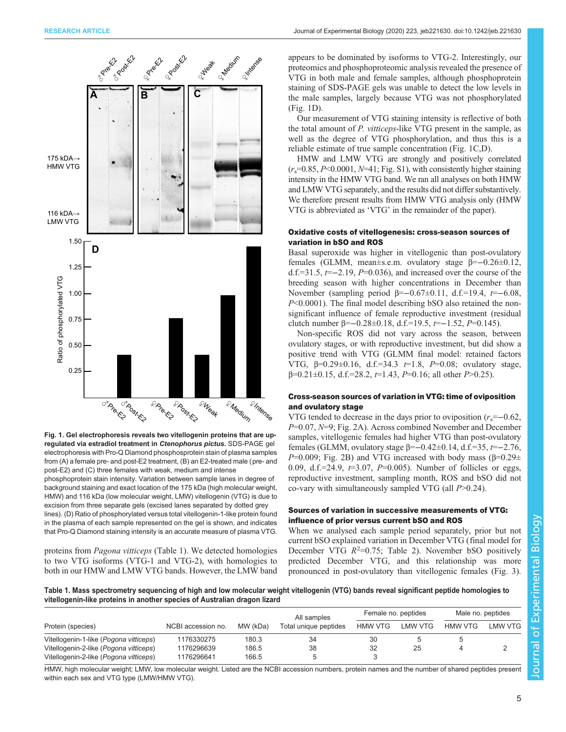Fig. 1. Gel electrophoresis reveals two vitellogenin proteins that are up-regulated via estradiol treatment in *Ctenophorus pictus*. SDS-PAGE gel electrophoresis with Pro-Q Diamond phosphoprotein stain of plasma samples from (A) a female pre- and post-E2 treatment, (B) an E2-treated male (pre- and post-E2) and (C) three females with weak, medium and intense phosphoprotein stain intensity. Variation between sample lanes in degree of background staining and exact location of the 175 kDa (high molecular weight, HMW) and 116 kDa (low molecular weight, LMW) vitellogenin (VTG) is due to excision from three separate gels (excised lanes separated by dotted grey lines). (D) Ratio of phosphorylated versus total vitellogenin-1-like protein found in the plasma of each sample represented on the gel is shown, and indicates that Pro-Q Diamond staining intensity is an accurate measure of plasma VTG.

proteins from *Pagona vitticeps* (Table 1). We detected homologies to two VTG isoforms (VTG-1 and VTG-2), with homologies to both in our HMW and LMW VTG bands. However, the LMW band appears to be dominated by isoforms to VTG-2. Interestingly, our proteomics and phosphoproteomic analysis revealed the presence of VTG in both male and female samples, although phosphoprotein staining of SDS-PAGE gels was unable to detect the low levels in the male samples, largely because VTG was not phosphorylated (Fig. 1D).

Our measurement of VTG staining intensity is reflective of both the total amount of *P. vitticeps*-like VTG present in the sample, as well as the degree of VTG phosphorylation, and thus this is a reliable estimate of true sample concentration (Fig. 1C,D).

HMW and LMW VTG are strongly and positively correlated ($r_s$=0.85, $P$<0.0001, $N$=41; Fig. S1), with consistently higher staining intensity in the HMW VTG band. We ran all analyses on both HMW and LMW VTG separately, and the results did not differ substantively. We therefore present results from HMW VTG analysis only (HMW VTG is abbreviated as 'VTG' in the remainder of the paper).

### Oxidative costs of vitellogenesis: cross-season sources of variation in bSO and ROS

Basal superoxide was higher in vitellogenic than post-ovulatory females (GLMM, mean±s.e.m. ovulatory stage β=−0.26±0.12, d.f.=31.5, $t$=−2.19, $P$=0.036), and increased over the course of the breeding season with higher concentrations in December than November (sampling period β=−0.67±0.11, d.f.=19.4, $t$=−6.08, $P$<0.0001). The final model describing bSO also retained the non-significant influence of female reproductive investment (residual clutch number β=−0.28±0.18, d.f.=19.5, $t$=−1.52, $P$=0.145).

Non-specific ROS did not vary across the season, between ovulatory stages, or with reproductive investment, but did show a positive trend with VTG (GLMM final model: retained factors VTG, β=0.29±0.16, d.f.=34.3 $t$=1.8, $P$=0.08; ovulatory stage, β=0.21±0.15, d.f.=28.2, $t$=1.43, $P$=0.16; all other $P$>0.25).

### Cross-season sources of variation in VTG: time of oviposition and ovulatory stage

VTG tended to decrease in the days prior to oviposition ($r_s$=−0.62, $P$=0.07, $N$=9; Fig. 2A). Across combined November and December samples, vitellogenic females had higher VTG than post-ovulatory females (GLMM, ovulatory stage β=−0.42±0.14, d.f.=35, $t$=−2.76, $P$=0.009; Fig. 2B) and VTG increased with body mass (β=0.29±0.09, d.f.=24.9, $t$=3.07, $P$=0.005). Number of follicles or eggs, reproductive investment, sampling month, ROS and bSO did not co-vary with simultaneously sampled VTG (all $P$>0.24).

### Sources of variation in successive measurements of VTG: influence of prior versus current bSO and ROS

When we analysed each sample period separately, prior but not current bSO explained variation in December VTG (final model for December VTG $R^2$=0.75; Table 2). November bSO positively predicted December VTG, and this relationship was more pronounced in post-ovulatory than vitellogenic females (Fig. 3).

Table 1. Mass spectrometry sequencing of high and low molecular weight vitellogenin (VTG) bands reveal significant peptide homologies to vitellogenin-like proteins in another species of Australian dragon lizard

| Protein (species) | NCBI accession no. | MW (kDa) | All samples | Female no. peptides | | Male no. peptides | |
|---|---|---|---|---|---|---|---|
| | | | Total unique peptides | HMW VTG | LMW VTG | HMW VTG | LMW VTG |
| Vitellogenin-1-like (*Pogona vitticeps*) | 1176330275 | 180.3 | 34 | 30 | 5 | 5 | |
| Vitellogenin-2-like (*Pogona vitticeps*) | 1176296639 | 186.5 | 38 | 32 | 25 | 4 | 2 |
| Vitellogenin-2-like (*Pogona vitticeps*) | 1176296641 | 166.5 | 5 | 3 | | | |

HMW, high molecular weight; LMW, low molecular weight. Listed are the NCBI accession numbers, protein names and the number of shared peptides present within each sex and VTG type (LMW/HMW VTG).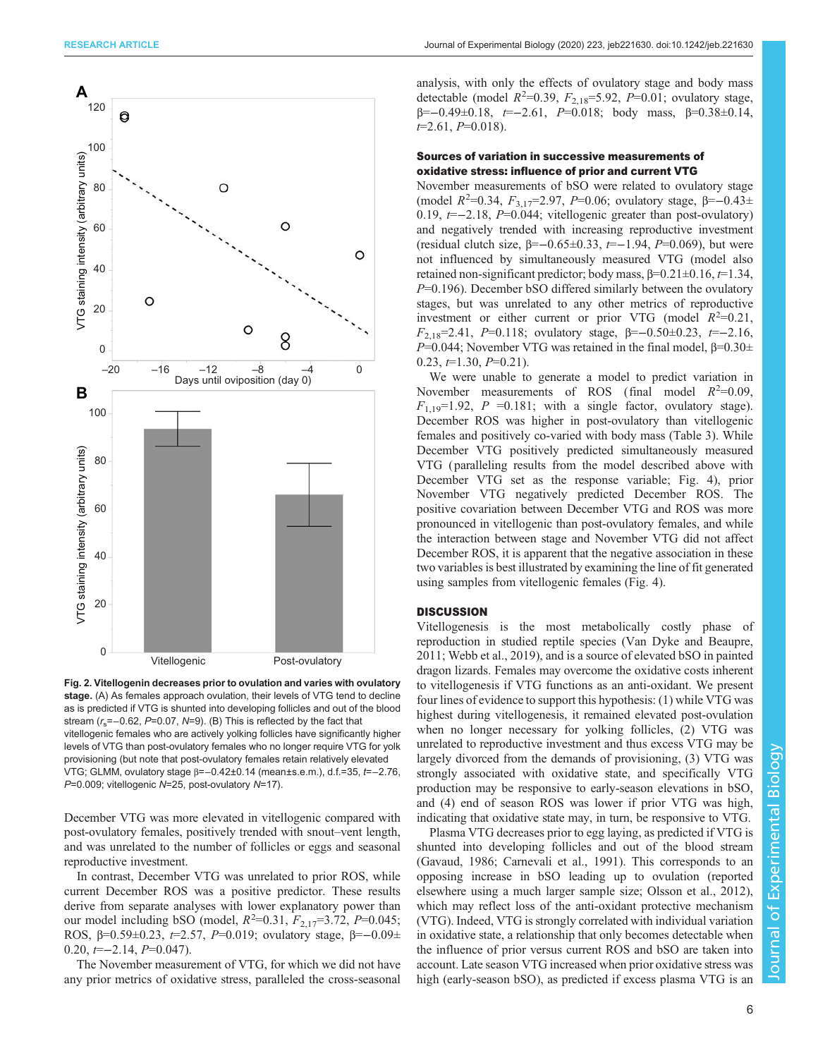Fig. 2. Vitellogenin decreases prior to ovulation and varies with ovulatory stage. (A) As females approach ovulation, their levels of VTG tend to decline as is predicted if VTG is shunted into developing follicles and out of the blood stream ($r_s$=−0.62, $P$=0.07, $N$=9). (B) This is reflected by the fact that vitellogenic females who are actively yolking follicles have significantly higher levels of VTG than post-ovulatory females who no longer require VTG for yolk provisioning (but note that post-ovulatory females retain relatively elevated VTG; GLMM, ovulatory stage β=−0.42±0.14 (mean±s.e.m.), d.f.=35, $t$=−2.76, $P$=0.009; vitellogenic $N$=25, post-ovulatory $N$=17).

December VTG was more elevated in vitellogenic compared with post-ovulatory females, positively trended with snout–vent length, and was unrelated to the number of follicles or eggs and seasonal reproductive investment.

In contrast, December VTG was unrelated to prior ROS, while current December ROS was a positive predictor. These results derive from separate analyses with lower explanatory power than our model including bSO (model, $R^2$=0.31, $F_{2,17}$=3.72, $P$=0.045; ROS, β=0.59±0.23, $t$=2.57, $P$=0.019; ovulatory stage, β=−0.09±0.20, $t$=−2.14, $P$=0.047).

The November measurement of VTG, for which we did not have any prior metrics of oxidative stress, paralleled the cross-seasonal analysis, with only the effects of ovulatory stage and body mass detectable (model $R^2$=0.39, $F_{2,18}$=5.92, $P$=0.01; ovulatory stage, β=−0.49±0.18, $t$=−2.61, $P$=0.018; body mass, β=0.38±0.14, $t$=2.61, $P$=0.018).

### Sources of variation in successive measurements of oxidative stress: influence of prior and current VTG

November measurements of bSO were related to ovulatory stage (model $R^2$=0.34, $F_{3,17}$=2.97, $P$=0.06; ovulatory stage, β=−0.43±0.19, $t$=−2.18, $P$=0.044; vitellogenic greater than post-ovulatory) and negatively trended with increasing reproductive investment (residual clutch size, β=−0.65±0.33, $t$=−1.94, $P$=0.069), but were not influenced by simultaneously measured VTG (model also retained non-significant predictor; body mass, β=0.21±0.16, $t$=1.34, $P$=0.196). December bSO differed similarly between the ovulatory stages, but was unrelated to any other metrics of reproductive investment or either current or prior VTG (model $R^2$=0.21, $F_{2,18}$=2.41, $P$=0.118; ovulatory stage, β=−0.50±0.23, $t$=−2.16, $P$=0.044; November VTG was retained in the final model, β=0.30±0.23, $t$=1.30, $P$=0.21).

We were unable to generate a model to predict variation in November measurements of ROS (final model $R^2$=0.09, $F_{1,19}$=1.92, $P$ =0.181; with a single factor, ovulatory stage). December ROS was higher in post-ovulatory than vitellogenic females and positively co-varied with body mass (Table 3). While December VTG positively predicted simultaneously measured VTG (paralleling results from the model described above with December VTG set as the response variable; Fig. 4), prior November VTG negatively predicted December ROS. The positive covariation between December VTG and ROS was more pronounced in vitellogenic than post-ovulatory females, and while the interaction between stage and November VTG did not affect December ROS, it is apparent that the negative association in these two variables is best illustrated by examining the line of fit generated using samples from vitellogenic females (Fig. 4).

## DISCUSSION

Vitellogenesis is the most metabolically costly phase of reproduction in studied reptile species (Van Dyke and Beaupre, 2011; Webb et al., 2019), and is a source of elevated bSO in painted dragon lizards. Females may overcome the oxidative costs inherent to vitellogenesis if VTG functions as an anti-oxidant. We present four lines of evidence to support this hypothesis: (1) while VTG was highest during vitellogenesis, it remained elevated post-ovulation when no longer necessary for yolking follicles, (2) VTG was unrelated to reproductive investment and thus excess VTG may be largely divorced from the demands of provisioning, (3) VTG was strongly associated with oxidative state, and specifically VTG production may be responsive to early-season elevations in bSO, and (4) end of season ROS was lower if prior VTG was high, indicating that oxidative state may, in turn, be responsive to VTG.

Plasma VTG decreases prior to egg laying, as predicted if VTG is shunted into developing follicles and out of the blood stream (Gavaud, 1986; Carnevali et al., 1991). This corresponds to an opposing increase in bSO leading up to ovulation (reported elsewhere using a much larger sample size; Olsson et al., 2012), which may reflect loss of the anti-oxidant protective mechanism (VTG). Indeed, VTG is strongly correlated with individual variation in oxidative state, a relationship that only becomes detectable when the influence of prior versus current ROS and bSO are taken into account. Late season VTG increased when prior oxidative stress was high (early-season bSO), as predicted if excess plasma VTG is an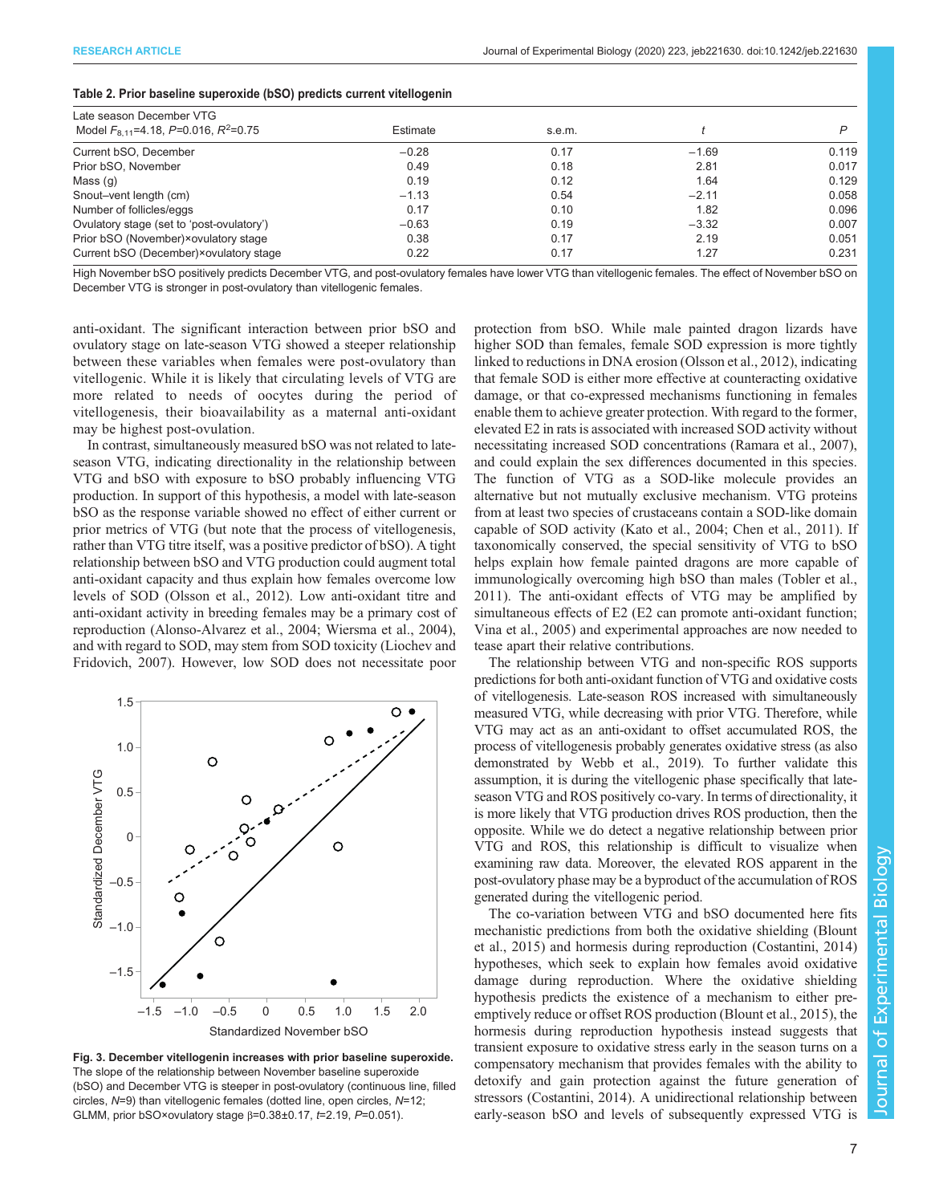**Table 2. Prior baseline superoxide (bSO) predicts current vitellogenin**

| Late season December VTG<br>Model $F_{8,11}$=4.18, $P$=0.016, $R^2$=0.75 | Estimate | s.e.m. | $t$ | $P$ |
|---|---|---|---|---|
| Current bSO, December | −0.28 | 0.17 | −1.69 | 0.119 |
| Prior bSO, November | 0.49 | 0.18 | 2.81 | 0.017 |
| Mass (g) | 0.19 | 0.12 | 1.64 | 0.129 |
| Snout–vent length (cm) | −1.13 | 0.54 | −2.11 | 0.058 |
| Number of follicles/eggs | 0.17 | 0.10 | 1.82 | 0.096 |
| Ovulatory stage (set to 'post-ovulatory') | −0.63 | 0.19 | −3.32 | 0.007 |
| Prior bSO (November)×ovulatory stage | 0.38 | 0.17 | 2.19 | 0.051 |
| Current bSO (December)×ovulatory stage | 0.22 | 0.17 | 1.27 | 0.231 |

High November bSO positively predicts December VTG, and post-ovulatory females have lower VTG than vitellogenic females. The effect of November bSO on December VTG is stronger in post-ovulatory than vitellogenic females.

anti-oxidant. The significant interaction between prior bSO and ovulatory stage on late-season VTG showed a steeper relationship between these variables when females were post-ovulatory than vitellogenic. While it is likely that circulating levels of VTG are more related to needs of oocytes during the period of vitellogenesis, their bioavailability as a maternal anti-oxidant may be highest post-ovulation.

In contrast, simultaneously measured bSO was not related to late-season VTG, indicating directionality in the relationship between VTG and bSO with exposure to bSO probably influencing VTG production. In support of this hypothesis, a model with late-season bSO as the response variable showed no effect of either current or prior metrics of VTG (but note that the process of vitellogenesis, rather than VTG titre itself, was a positive predictor of bSO). A tight relationship between bSO and VTG production could augment total anti-oxidant capacity and thus explain how females overcome low levels of SOD (Olsson et al., 2012). Low anti-oxidant titre and anti-oxidant activity in breeding females may be a primary cost of reproduction (Alonso-Alvarez et al., 2004; Wiersma et al., 2004), and with regard to SOD, may stem from SOD toxicity (Liochev and Fridovich, 2007). However, low SOD does not necessitate poor protection from bSO. While male painted dragon lizards have higher SOD than females, female SOD expression is more tightly linked to reductions in DNA erosion (Olsson et al., 2012), indicating that female SOD is either more effective at counteracting oxidative damage, or that co-expressed mechanisms functioning in females enable them to achieve greater protection. With regard to the former, elevated E2 in rats is associated with increased SOD activity without necessitating increased SOD concentrations (Ramara et al., 2007), and could explain the sex differences documented in this species. The function of VTG as a SOD-like molecule provides an alternative but not mutually exclusive mechanism. VTG proteins from at least two species of crustaceans contain a SOD-like domain capable of SOD activity (Kato et al., 2004; Chen et al., 2011). If taxonomically conserved, the special sensitivity of VTG to bSO helps explain how female painted dragons are more capable of immunologically overcoming high bSO than males (Tobler et al., 2011). The anti-oxidant effects of VTG may be amplified by simultaneous effects of E2 (E2 can promote anti-oxidant function; Vina et al., 2005) and experimental approaches are now needed to tease apart their relative contributions.

**Fig. 3. December vitellogenin increases with prior baseline superoxide.** The slope of the relationship between November baseline superoxide (bSO) and December VTG is steeper in post-ovulatory (continuous line, filled circles, $N$=9) than vitellogenic females (dotted line, open circles, $N$=12; GLMM, prior bSO×ovulatory stage β=0.38±0.17, $t$=2.19, $P$=0.051).

The relationship between VTG and non-specific ROS supports predictions for both anti-oxidant function of VTG and oxidative costs of vitellogenesis. Late-season ROS increased with simultaneously measured VTG, while decreasing with prior VTG. Therefore, while VTG may act as an anti-oxidant to offset accumulated ROS, the process of vitellogenesis probably generates oxidative stress (as also demonstrated by Webb et al., 2019). To further validate this assumption, it is during the vitellogenic phase specifically that late-season VTG and ROS positively co-vary. In terms of directionality, it is more likely that VTG production drives ROS production, then the opposite. While we do detect a negative relationship between prior VTG and ROS, this relationship is difficult to visualize when examining raw data. Moreover, the elevated ROS apparent in the post-ovulatory phase may be a byproduct of the accumulation of ROS generated during the vitellogenic period.

The co-variation between VTG and bSO documented here fits mechanistic predictions from both the oxidative shielding (Blount et al., 2015) and hormesis during reproduction (Costantini, 2014) hypotheses, which seek to explain how females avoid oxidative damage during reproduction. Where the oxidative shielding hypothesis predicts the existence of a mechanism to either pre-emptively reduce or offset ROS production (Blount et al., 2015), the hormesis during reproduction hypothesis instead suggests that transient exposure to oxidative stress early in the season turns on a compensatory mechanism that provides females with the ability to detoxify and gain protection against the future generation of stressors (Costantini, 2014). A unidirectional relationship between early-season bSO and levels of subsequently expressed VTG is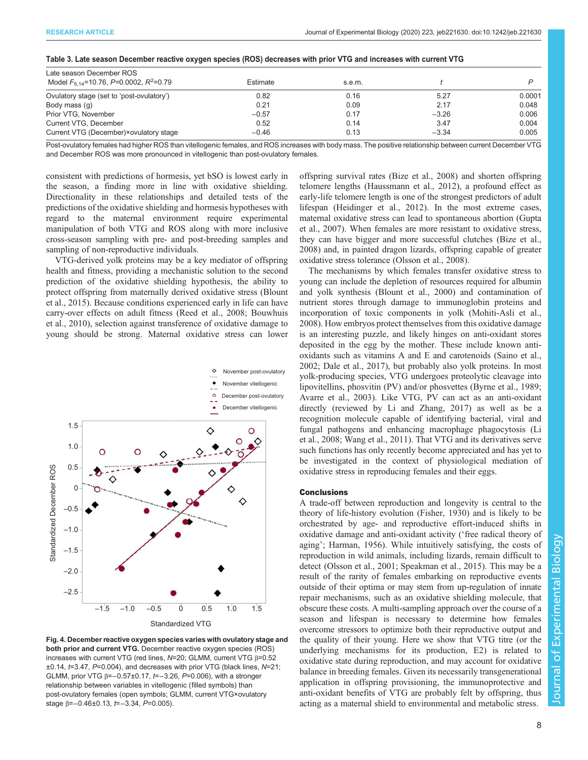**Table 3. Late season December reactive oxygen species (ROS) decreases with prior VTG and increases with current VTG**

| Late season December ROS<br>Model $F_{5,14}$=10.76, $P$=0.0002, $R^2$=0.79 | Estimate | s.e.m. | $t$ | $P$ |
|---|---|---|---|---|
| Ovulatory stage (set to 'post-ovulatory') | 0.82 | 0.16 | 5.27 | 0.0001 |
| Body mass (g) | 0.21 | 0.09 | 2.17 | 0.048 |
| Prior VTG, November | −0.57 | 0.17 | −3.26 | 0.006 |
| Current VTG, December | 0.52 | 0.14 | 3.47 | 0.004 |
| Current VTG (December)×ovulatory stage | −0.46 | 0.13 | −3.34 | 0.005 |

Post-ovulatory females had higher ROS than vitellogenic females, and ROS increases with body mass. The positive relationship between current December VTG and December ROS was more pronounced in vitellogenic than post-ovulatory females.

consistent with predictions of hormesis, yet bSO is lowest early in the season, a finding more in line with oxidative shielding. Directionality in these relationships and detailed tests of the predictions of the oxidative shielding and hormesis hypotheses with regard to the maternal environment require experimental manipulation of both VTG and ROS along with more inclusive cross-season sampling with pre- and post-breeding samples and sampling of non-reproductive individuals.

VTG-derived yolk proteins may be a key mediator of offspring health and fitness, providing a mechanistic solution to the second prediction of the oxidative shielding hypothesis, the ability to protect offspring from maternally derived oxidative stress (Blount et al., 2015). Because conditions experienced early in life can have carry-over effects on adult fitness (Reed et al., 2008; Bouwhuis et al., 2010), selection against transference of oxidative damage to young should be strong. Maternal oxidative stress can lower

**Fig. 4. December reactive oxygen species varies with ovulatory stage and both prior and current VTG.** December reactive oxygen species (ROS) increases with current VTG (red lines, $N$=20; GLMM, current VTG β=0.52±0.14, $t$=3.47, $P$=0.004), and decreases with prior VTG (black lines, $N$=21; GLMM, prior VTG β=−0.57±0.17, $t$=−3.26, $P$=0.006), with a stronger relationship between variables in vitellogenic (filled symbols) than post-ovulatory females (open symbols; GLMM, current VTG×ovulatory stage β=−0.46±0.13, $t$=−3.34, $P$=0.005).

offspring survival rates (Bize et al., 2008) and shorten offspring telomere lengths (Haussmann et al., 2012), a profound effect as early-life telomere length is one of the strongest predictors of adult lifespan (Heidinger et al., 2012). In the most extreme cases, maternal oxidative stress can lead to spontaneous abortion (Gupta et al., 2007). When females are more resistant to oxidative stress, they can have bigger and more successful clutches (Bize et al., 2008) and, in painted dragon lizards, offspring capable of greater oxidative stress tolerance (Olsson et al., 2008).

The mechanisms by which females transfer oxidative stress to young can include the depletion of resources required for albumin and yolk synthesis (Blount et al., 2000) and contamination of nutrient stores through damage to immunoglobin proteins and incorporation of toxic components in yolk (Mohiti-Asli et al., 2008). How embryos protect themselves from this oxidative damage is an interesting puzzle, and likely hinges on anti-oxidant stores deposited in the egg by the mother. These include known anti-oxidants such as vitamins A and E and carotenoids (Saino et al., 2002; Dale et al., 2017), but probably also yolk proteins. In most yolk-producing species, VTG undergoes proteolytic cleavage into lipovitellins, phosvitin (PV) and/or phosvettes (Byrne et al., 1989; Avarre et al., 2003). Like VTG, PV can act as an anti-oxidant directly (reviewed by Li and Zhang, 2017) as well as be a recognition molecule capable of identifying bacterial, viral and fungal pathogens and enhancing macrophage phagocytosis (Li et al., 2008; Wang et al., 2011). That VTG and its derivatives serve such functions has only recently become appreciated and has yet to be investigated in the context of physiological mediation of oxidative stress in reproducing females and their eggs.

## Conclusions

A trade-off between reproduction and longevity is central to the theory of life-history evolution (Fisher, 1930) and is likely to be orchestrated by age- and reproductive effort-induced shifts in oxidative damage and anti-oxidant activity ('free radical theory of aging'; Harman, 1956). While intuitively satisfying, the costs of reproduction in wild animals, including lizards, remain difficult to detect (Olsson et al., 2001; Speakman et al., 2015). This may be a result of the rarity of females embarking on reproductive events outside of their optima or may stem from up-regulation of innate repair mechanisms, such as an oxidative shielding molecule, that obscure these costs. A multi-sampling approach over the course of a season and lifespan is necessary to determine how females overcome stressors to optimize both their reproductive output and the quality of their young. Here we show that VTG titre (or the underlying mechanisms for its production, E2) is related to oxidative state during reproduction, and may account for oxidative balance in breeding females. Given its necessarily transgenerational application in offspring provisioning, the immunoprotective and anti-oxidant benefits of VTG are probably felt by offspring, thus acting as a maternal shield to environmental and metabolic stress.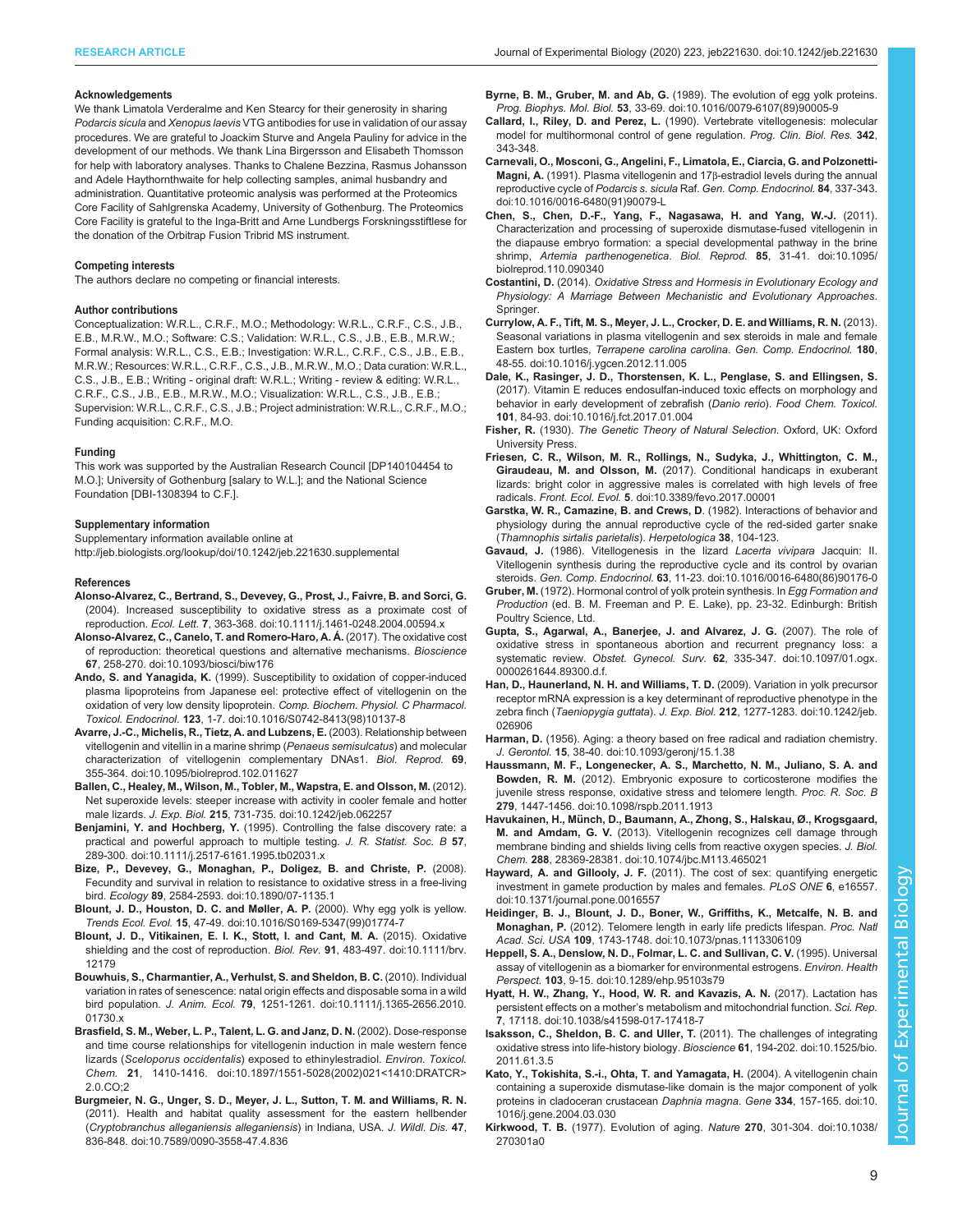### Acknowledgements

We thank Limatola Verderalme and Ken Stearcy for their generosity in sharing *Podarcis sicula* and *Xenopus laevis* VTG antibodies for use in validation of our assay procedures. We are grateful to Joachim Sturve and Angela Pauliny for advice in the development of our methods. We thank Lina Birgersson and Elisabeth Thomsson for help with laboratory analyses. Thanks to Chalene Bezzina, Rasmus Johansson and Adele Haythornthwaite for help collecting samples, animal husbandry and administration. Quantitative proteomic analysis was performed at the Proteomics Core Facility of Sahlgrenska Academy, University of Gothenburg. The Proteomics Core Facility is grateful to the Inga-Britt and Arne Lundbergs Forskningsstiftlese for the donation of the Orbitrap Fusion Tribrid MS instrument.

### Competing interests

The authors declare no competing or financial interests.

### Author contributions

Conceptualization: W.R.L., C.R.F., M.O.; Methodology: W.R.L., C.R.F., C.S., J.B., E.B., M.R.W., M.O.; Software: C.S.; Validation: W.R.L., C.S., J.B., E.B., M.R.W.; Formal analysis: W.R.L., C.S., E.B.; Investigation: W.R.L., C.R.F., C.S., J.B., E.B., M.R.W.; Resources: W.R.L., C.R.F., C.S., J.B., M.R.W., M.O.; Data curation: W.R.L., C.S., J.B., E.B.; Writing - original draft: W.R.L.; Writing - review & editing: W.R.L., C.R.F., C.S., J.B., E.B., M.R.W., M.O.; Visualization: W.R.L., C.S., J.B., E.B.; Supervision: W.R.L., C.R.F., C.S., J.B.; Project administration: W.R.L., C.R.F., M.O.; Funding acquisition: C.R.F., M.O.

### Funding

This work was supported by the Australian Research Council [DP140104454 to M.O.]; University of Gothenburg [salary to W.L.]; and the National Science Foundation [DBI-1308394 to C.F.].

### Supplementary information

Supplementary information available online at
http://jeb.biologists.org/lookup/doi/10.1242/jeb.221630.supplemental

### References

**Alonso-Alvarez, C., Bertrand, S., Devevey, G., Prost, J., Faivre, B. and Sorci, G.** (2004). Increased susceptibility to oxidative stress as a proximate cost of reproduction. *Ecol. Lett.* **7**, 363-368. doi:10.1111/j.1461-0248.2004.00594.x

**Alonso-Alvarez, C., Canelo, T. and Romero-Haro, A. Á.** (2017). The oxidative cost of reproduction: theoretical questions and alternative mechanisms. *Bioscience* **67**, 258-270. doi:10.1093/biosci/biw176

**Ando, S. and Yanagida, K.** (1999). Susceptibility to oxidation of copper-induced plasma lipoproteins from Japanese eel: protective effect of vitellogenin on the oxidation of very low density lipoprotein. *Comp. Biochem. Physiol. C Pharmacol. Toxicol. Endocrinol.* **123**, 1-7. doi:10.1016/S0742-8413(98)10137-8

**Avarre, J.-C., Michelis, R., Tietz, A. and Lubzens, E.** (2003). Relationship between vitellogenin and vitellin in a marine shrimp (*Penaeus semisulcatus*) and molecular characterization of vitellogenin complementary DNAs1. *Biol. Reprod.* **69**, 355-364. doi:10.1095/biolreprod.102.011627

**Ballen, C., Healey, M., Wilson, M., Tobler, M., Wapstra, E. and Olsson, M.** (2012). Net superoxide levels: steeper increase with activity in cooler female and hotter male lizards. *J. Exp. Biol.* **215**, 731-735. doi:10.1242/jeb.062257

**Benjamini, Y. and Hochberg, Y.** (1995). Controlling the false discovery rate: a practical and powerful approach to multiple testing. *J. R. Statist. Soc. B* **57**, 289-300. doi:10.1111/j.2517-6161.1995.tb02031.x

**Bize, P., Devevey, G., Monaghan, P., Doligez, B. and Christe, P.** (2008). Fecundity and survival in relation to resistance to oxidative stress in a free-living bird. *Ecology* **89**, 2584-2593. doi:10.1890/07-1135.1

**Blount, J. D., Houston, D. C. and Møller, A. P.** (2000). Why egg yolk is yellow. *Trends Ecol. Evol.* **15**, 47-49. doi:10.1016/S0169-5347(99)01774-7

**Blount, J. D., Vitikainen, E. I. K., Stott, I. and Cant, M. A.** (2015). Oxidative shielding and the cost of reproduction. *Biol. Rev.* **91**, 483-497. doi:10.1111/brv.12179

**Bouwhuis, S., Charmantier, A., Verhulst, S. and Sheldon, B. C.** (2010). Individual variation in rates of senescence: natal origin effects and disposable soma in a wild bird population. *J. Anim. Ecol.* **79**, 1251-1261. doi:10.1111/j.1365-2656.2010.01730.x

**Brasfield, S. M., Weber, L. P., Talent, L. G. and Janz, D. N.** (2002). Dose-response and time course relationships for vitellogenin induction in male western fence lizards (*Sceloporus occidentalis*) exposed to ethinylestradiol. *Environ. Toxicol. Chem.* **21**, 1410-1416. doi:10.1897/1551-5028(2002)021<1410:DRATCR>2.0.CO;2

**Burgmeier, N. G., Unger, S. D., Meyer, J. L., Sutton, T. M. and Williams, R. N.** (2011). Health and habitat quality assessment for the eastern hellbender (*Cryptobranchus alleganiensis alleganiensis*) in Indiana, USA. *J. Wildl. Dis.* **47**, 836-848. doi:10.7589/0090-3558-47.4.836

**Byrne, B. M., Gruber, M. and Ab, G.** (1989). The evolution of egg yolk proteins. *Prog. Biophys. Mol. Biol.* **53**, 33-69. doi:10.1016/0079-6107(89)90005-9

**Callard, I., Riley, D. and Perez, L.** (1990). Vertebrate vitellogenesis: molecular model for multihormonal control of gene regulation. *Prog. Clin. Biol. Res.* **342**, 343-348.

**Carnevali, O., Mosconi, G., Angelini, F., Limatola, E., Ciarcia, G. and Polzonetti-Magni, A.** (1991). Plasma vitellogenin and 17β-estradiol levels during the annual reproductive cycle of *Podarcis s. sicula* Raf. *Gen. Comp. Endocrinol.* **84**, 337-343. doi:10.1016/0016-6480(91)90079-L

**Chen, S., Chen, D.-F., Yang, F., Nagasawa, H. and Yang, W.-J.** (2011). Characterization and processing of superoxide dismutase-fused vitellogenin in the diapause embryo formation: a special developmental pathway in the brine shrimp, *Artemia parthenogenetica*. *Biol. Reprod.* **85**, 31-41. doi:10.1095/biolreprod.110.090340

**Costantini, D.** (2014). *Oxidative Stress and Hormesis in Evolutionary Ecology and Physiology: A Marriage Between Mechanistic and Evolutionary Approaches*. Springer.

**Currylow, A. F., Tift, M. S., Meyer, J. L., Crocker, D. E. and Williams, R. N.** (2013). Seasonal variations in plasma vitellogenin and sex steroids in male and female Eastern box turtles, *Terrapene carolina carolina*. *Gen. Comp. Endocrinol.* **180**, 48-55. doi:10.1016/j.ygcen.2012.11.005

**Dale, K., Rasinger, J. D., Thorstensen, K. L., Penglase, S. and Ellingsen, S.** (2017). Vitamin E reduces endosulfan-induced toxic effects on morphology and behavior in early development of zebrafish (*Danio rerio*). *Food Chem. Toxicol.* **101**, 84-93. doi:10.1016/j.fct.2017.01.004

**Fisher, R.** (1930). *The Genetic Theory of Natural Selection*. Oxford, UK: Oxford University Press.

**Friesen, C. R., Wilson, M. R., Rollings, N., Sudyka, J., Whittington, C. M., Giraudeau, M. and Olsson, M.** (2017). Conditional handicaps in exuberant lizards: bright color in aggressive males is correlated with high levels of free radicals. *Front. Ecol. Evol.* **5**. doi:10.3389/fevo.2017.00001

**Garstka, W. R., Camazine, B. and Crews, D.** (1982). Interactions of behavior and physiology during the annual reproductive cycle of the red-sided garter snake (*Thamnophis sirtalis parietalis*). *Herpetologica* **38**, 104-123.

**Gavaud, J.** (1986). Vitellogenesis in the lizard *Lacerta vivipara* Jacquin: II. Vitellogenin synthesis during the reproductive cycle and its control by ovarian steroids. *Gen. Comp. Endocrinol.* **63**, 11-23. doi:10.1016/0016-6480(86)90176-0

**Gruber, M.** (1972). Hormonal control of yolk protein synthesis. In *Egg Formation and Production* (ed. B. M. Freeman and P. E. Lake), pp. 23-32. Edinburgh: British Poultry Science, Ltd.

**Gupta, S., Agarwal, A., Banerjee, J. and Alvarez, J. G.** (2007). The role of oxidative stress in spontaneous abortion and recurrent pregnancy loss: a systematic review. *Obstet. Gynecol. Surv.* **62**, 335-347. doi:10.1097/01.ogx.0000261644.89300.d.f.

**Han, D., Haunerland, N. H. and Williams, T. D.** (2009). Variation in yolk precursor receptor mRNA expression is a key determinant of reproductive phenotype in the zebra finch (*Taeniopygia guttata*). *J. Exp. Biol.* **212**, 1277-1283. doi:10.1242/jeb.026906

**Harman, D.** (1956). Aging: a theory based on free radical and radiation chemistry. *J. Gerontol.* **15**, 38-40. doi:10.1093/geronj/15.1.38

**Haussmann, M. F., Longenecker, A. S., Marchetto, N. M., Juliano, S. A. and Bowden, R. M.** (2012). Embryonic exposure to corticosterone modifies the juvenile stress response, oxidative stress and telomere length. *Proc. R. Soc. B* **279**, 1447-1456. doi:10.1098/rspb.2011.1913

**Havukainen, H., Münch, D., Baumann, A., Zhong, S., Halskau, Ø., Krogsgaard, M. and Amdam, G. V.** (2013). Vitellogenin recognizes cell damage through membrane binding and shields living cells from reactive oxygen species. *J. Biol. Chem.* **288**, 28369-28381. doi:10.1074/jbc.M113.465021

**Hayward, A. and Gillooly, J. F.** (2011). The cost of sex: quantifying energetic investment in gamete production by males and females. *PLoS ONE* **6**, e16557. doi:10.1371/journal.pone.0016557

**Heidinger, B. J., Blount, J. D., Boner, W., Griffiths, K., Metcalfe, N. B. and Monaghan, P.** (2012). Telomere length in early life predicts lifespan. *Proc. Natl Acad. Sci. USA* **109**, 1743-1748. doi:10.1073/pnas.1113306109

**Heppell, S. A., Denslow, N. D., Folmar, L. C. and Sullivan, C. V.** (1995). Universal assay of vitellogenin as a biomarker for environmental estrogens. *Environ. Health Perspect.* **103**, 9-15. doi:10.1289/ehp.95103s79

**Hyatt, H. W., Zhang, Y., Hood, W. R. and Kavazis, A. N.** (2017). Lactation has persistent effects on a mother's metabolism and mitochondrial function. *Sci. Rep.* **7**, 17118. doi:10.1038/s41598-017-17418-7

**Isaksson, C., Sheldon, B. C. and Uller, T.** (2011). The challenges of integrating oxidative stress into life-history biology. *Bioscience* **61**, 194-202. doi:10.1525/bio.2011.61.3.5

**Kato, Y., Tokishita, S.-i., Ohta, T. and Yamagata, H.** (2004). A vitellogenin chain containing a superoxide dismutase-like domain is the major component of yolk proteins in cladoceran crustacean *Daphnia magna*. *Gene* **334**, 157-165. doi:10.1016/j.gene.2004.03.030

**Kirkwood, T. B.** (1977). Evolution of aging. *Nature* **270**, 301-304. doi:10.1038/270301a0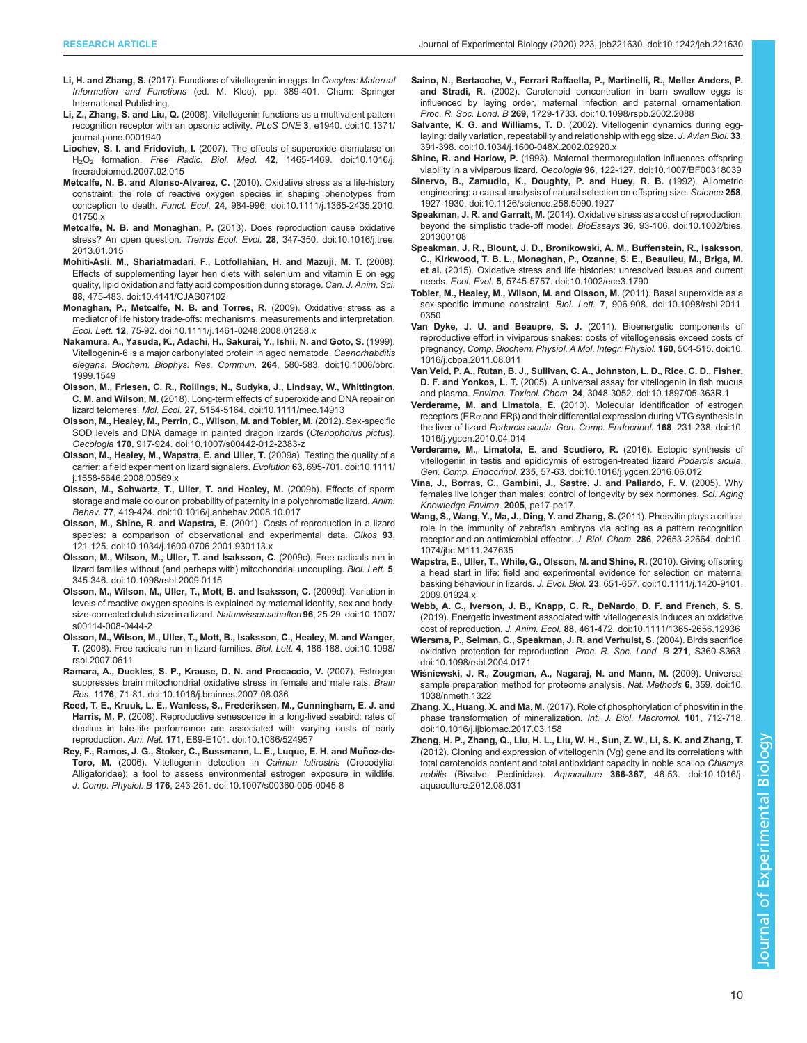**Li, H. and Zhang, S.** (2017). Functions of vitellogenin in eggs. In *Oocytes: Maternal Information and Functions* (ed. M. Kloc), pp. 389-401. Cham: Springer International Publishing.

**Li, Z., Zhang, S. and Liu, Q.** (2008). Vitellogenin functions as a multivalent pattern recognition receptor with an opsonic activity. *PLoS ONE* **3**, e1940. doi:10.1371/journal.pone.0001940

**Liochev, S. I. and Fridovich, I.** (2007). The effects of superoxide dismutase on $H_2O_2$ formation. *Free Radic. Biol. Med.* **42**, 1465-1469. doi:10.1016/j.freeradbiomed.2007.02.015

**Metcalfe, N. B. and Alonso-Alvarez, C.** (2010). Oxidative stress as a life-history constraint: the role of reactive oxygen species in shaping phenotypes from conception to death. *Funct. Ecol.* **24**, 984-996. doi:10.1111/j.1365-2435.2010.01750.x

**Metcalfe, N. B. and Monaghan, P.** (2013). Does reproduction cause oxidative stress? An open question. *Trends Ecol. Evol.* **28**, 347-350. doi:10.1016/j.tree.2013.01.015

**Mohiti-Asli, M., Shariatmadari, F., Lotfollahian, H. and Mazuji, M. T.** (2008). Effects of supplementing layer hen diets with selenium and vitamin E on egg quality, lipid oxidation and fatty acid composition during storage. *Can. J. Anim. Sci.* **88**, 475-483. doi:10.4141/CJAS07102

**Monaghan, P., Metcalfe, N. B. and Torres, R.** (2009). Oxidative stress as a mediator of life history trade-offs: mechanisms, measurements and interpretation. *Ecol. Lett.* **12**, 75-92. doi:10.1111/j.1461-0248.2008.01258.x

**Nakamura, A., Yasuda, K., Adachi, H., Sakurai, Y., Ishii, N. and Goto, S.** (1999). Vitellogenin-6 is a major carbonylated protein in aged nematode, *Caenorhabditis elegans*. *Biochem. Biophys. Res. Commun.* **264**, 580-583. doi:10.1006/bbrc.1999.1549

**Olsson, M., Friesen, C. R., Rollings, N., Sudyka, J., Lindsay, W., Whittington, C. M. and Wilson, M.** (2018). Long-term effects of superoxide and DNA repair on lizard telomeres. *Mol. Ecol.* **27**, 5154-5164. doi:10.1111/mec.14913

**Olsson, M., Healey, M., Perrin, C., Wilson, M. and Tobler, M.** (2012). Sex-specific SOD levels and DNA damage in painted dragon lizards (*Ctenophorus pictus*). *Oecologia* **170**, 917-924. doi:10.1007/s00442-012-2383-z

**Olsson, M., Healey, M., Wapstra, E. and Uller, T.** (2009a). Testing the quality of a carrier: a field experiment on lizard signalers. *Evolution* **63**, 695-701. doi:10.1111/j.1558-5646.2008.00569.x

**Olsson, M., Schwartz, T., Uller, T. and Healey, M.** (2009b). Effects of sperm storage and male colour on probability of paternity in a polychromatic lizard. *Anim. Behav.* **77**, 419-424. doi:10.1016/j.anbehav.2008.10.017

**Olsson, M., Shine, R. and Wapstra, E.** (2001). Costs of reproduction in a lizard species: a comparison of observational and experimental data. *Oikos* **93**, 121-125. doi:10.1034/j.1600-0706.2001.930113.x

**Olsson, M., Wilson, M., Uller, T. and Isaksson, C.** (2009c). Free radicals run in lizard families without (and perhaps with) mitochondrial uncoupling. *Biol. Lett.* **5**, 345-346. doi:10.1098/rsbl.2009.0115

**Olsson, M., Wilson, M., Uller, T., Mott, B. and Isaksson, C.** (2009d). Variation in levels of reactive oxygen species is explained by maternal identity, sex and body-size-corrected clutch size in a lizard. *Naturwissenschaften* **96**, 25-29. doi:10.1007/s00114-008-0444-2

**Olsson, M., Wilson, M., Uller, T., Mott, B., Isaksson, C., Healey, M. and Wanger, T.** (2008). Free radicals run in lizard families. *Biol. Lett.* **4**, 186-188. doi:10.1098/rsbl.2007.0611

**Ramara, A., Duckles, S. P., Krause, D. N. and Procaccio, V.** (2007). Estrogen suppresses brain mitochondrial oxidative stress in female and male rats. *Brain Res.* **1176**, 71-81. doi:10.1016/j.brainres.2007.08.036

**Reed, T. E., Kruuk, L. E., Wanless, S., Frederiksen, M., Cunningham, E. J. and Harris, M. P.** (2008). Reproductive senescence in a long-lived seabird: rates of decline in late-life performance are associated with varying costs of early reproduction. *Am. Nat.* **171**, E89-E101. doi:10.1086/524957

**Rey, F., Ramos, J. G., Stoker, C., Bussmann, L. E., Luque, E. H. and Muñoz-de-Toro, M.** (2006). Vitellogenin detection in *Caiman latirostris* (Crocodylia: Alligatoridae): a tool to assess environmental estrogen exposure in wildlife. *J. Comp. Physiol. B* **176**, 243-251. doi:10.1007/s00360-005-0045-8

**Saino, N., Bertacche, V., Ferrari Raffaella, P., Martinelli, R., Møller Anders, P. and Stradi, R.** (2002). Carotenoid concentration in barn swallow eggs is influenced by laying order, maternal infection and paternal ornamentation. *Proc. R. Soc. Lond. B* **269**, 1729-1733. doi:10.1098/rspb.2002.2088

**Salvante, K. G. and Williams, T. D.** (2002). Vitellogenin dynamics during egg-laying: daily variation, repeatability and relationship with egg size. *J. Avian Biol.* **33**, 391-398. doi:10.1034/j.1600-048X.2002.02920.x

**Shine, R. and Harlow, P.** (1993). Maternal thermoregulation influences offspring viability in a viviparous lizard. *Oecologia* **96**, 122-127. doi:10.1007/BF00318039

**Sinervo, B., Zamudio, K., Doughty, P. and Huey, R. B.** (1992). Allometric engineering: a causal analysis of natural selection on offspring size. *Science* **258**, 1927-1930. doi:10.1126/science.258.5090.1927

**Speakman, J. R. and Garratt, M.** (2014). Oxidative stress as a cost of reproduction: beyond the simplistic trade-off model. *BioEssays* **36**, 93-106. doi:10.1002/bies.201300108

**Speakman, J. R., Blount, J. D., Bronikowski, A. M., Buffenstein, R., Isaksson, C., Kirkwood, T. B. L., Monaghan, P., Ozanne, S. E., Beaulieu, M., Briga, M. et al.** (2015). Oxidative stress and life histories: unresolved issues and current needs. *Ecol. Evol.* **5**, 5745-5757. doi:10.1002/ece3.1790

**Tobler, M., Healey, M., Wilson, M. and Olsson, M.** (2011). Basal superoxide as a sex-specific immune constraint. *Biol. Lett.* **7**, 906-908. doi:10.1098/rsbl.2011.0350

**Van Dyke, J. U. and Beaupre, S. J.** (2011). Bioenergetic components of reproductive effort in viviparous snakes: costs of vitellogenesis exceed costs of pregnancy. *Comp. Biochem. Physiol. A Mol. Integr. Physiol.* **160**, 504-515. doi:10.1016/j.cbpa.2011.08.011

**Van Veld, P. A., Rutan, B. J., Sullivan, C. A., Johnston, L. D., Rice, C. D., Fisher, D. F. and Yonkos, L. T.** (2005). A universal assay for vitellogenin in fish mucus and plasma. *Environ. Toxicol. Chem.* **24**, 3048-3052. doi:10.1897/05-363R.1

**Verderame, M. and Limatola, E.** (2010). Molecular identification of estrogen receptors (ERα and ERβ) and their differential expression during VTG synthesis in the liver of lizard *Podarcis sicula*. *Gen. Comp. Endocrinol.* **168**, 231-238. doi:10.1016/j.ygcen.2010.04.014

**Verderame, M., Limatola, E. and Scudiero, R.** (2016). Ectopic synthesis of vitellogenin in testis and epididymis of estrogen-treated lizard *Podarcis sicula*. *Gen. Comp. Endocrinol.* **235**, 57-63. doi:10.1016/j.ygcen.2016.06.012

**Vina, J., Borras, C., Gambini, J., Sastre, J. and Pallardo, F. V.** (2005). Why females live longer than males: control of longevity by sex hormones. *Sci. Aging Knowledge Environ.* **2005**, pe17-pe17.

**Wang, S., Wang, Y., Ma, J., Ding, Y. and Zhang, S.** (2011). Phosvitin plays a critical role in the immunity of zebrafish embryos via acting as a pattern recognition receptor and an antimicrobial effector. *J. Biol. Chem.* **286**, 22653-22664. doi:10.1074/jbc.M111.247635

**Wapstra, E., Uller, T., While, G., Olsson, M. and Shine, R.** (2010). Giving offspring a head start in life: field and experimental evidence for selection on maternal basking behaviour in lizards. *J. Evol. Biol.* **23**, 651-657. doi:10.1111/j.1420-9101.2009.01924.x

**Webb, A. C., Iverson, J. B., Knapp, C. R., DeNardo, D. F. and French, S. S.** (2019). Energetic investment associated with vitellogenesis induces an oxidative cost of reproduction. *J. Anim. Ecol.* **88**, 461-472. doi:10.1111/1365-2656.12936

**Wiersma, P., Selman, C., Speakman, J. R. and Verhulst, S.** (2004). Birds sacrifice oxidative protection for reproduction. *Proc. R. Soc. Lond. B* **271**, S360-S363. doi:10.1098/rsbl.2004.0171

**Wiśniewski, J. R., Zougman, A., Nagaraj, N. and Mann, M.** (2009). Universal sample preparation method for proteome analysis. *Nat. Methods* **6**, 359. doi:10.1038/nmeth.1322

**Zhang, X., Huang, X. and Ma, M.** (2017). Role of phosphorylation of phosvitin in the phase transformation of mineralization. *Int. J. Biol. Macromol.* **101**, 712-718. doi:10.1016/j.ijbiomac.2017.03.158

**Zheng, H. P., Zhang, Q., Liu, H. L., Liu, W. H., Sun, Z. W., Li, S. K. and Zhang, T.** (2012). Cloning and expression of vitellogenin (Vg) gene and its correlations with total carotenoids content and total antioxidant capacity in noble scallop *Chlamys nobilis* (Bivalve: Pectinidae). *Aquaculture* **366-367**, 46-53. doi:10.1016/j.aquaculture.2012.08.031